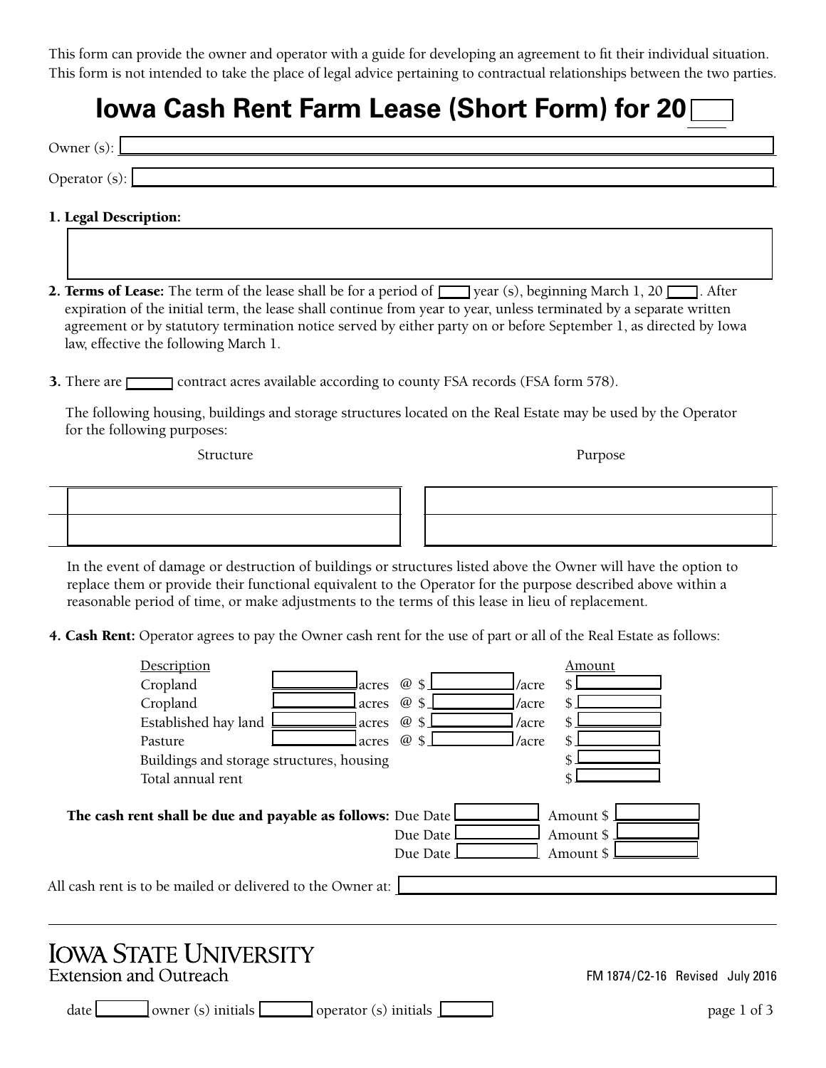This form can provide the owner and operator with a guide for developing an agreement to fit their individual situation. This form is not intended to take the place of legal advice pertaining to contractual relationships between the two parties.

# Iowa Cash Rent Farm Lease (Short Form) for 20 ____

Owner (s): ____________________

Operator (s): ____________________

**1. Legal Description:**

____________________

**2. Terms of Lease:** The term of the lease shall be for a period of ____ year (s), beginning March 1, 20 ____. After expiration of the initial term, the lease shall continue from year to year, unless terminated by a separate written agreement or by statutory termination notice served by either party on or before September 1, as directed by Iowa law, effective the following March 1.

**3.** There are ____ contract acres available according to county FSA records (FSA form 578).

The following housing, buildings and storage structures located on the Real Estate may be used by the Operator for the following purposes:

| Structure | Purpose |
|---|---|
| | |
| | |

In the event of damage or destruction of buildings or structures listed above the Owner will have the option to replace them or provide their functional equivalent to the Operator for the purpose described above within a reasonable period of time, or make adjustments to the terms of this lease in lieu of replacement.

**4. Cash Rent:** Operator agrees to pay the Owner cash rent for the use of part or all of the Real Estate as follows:

| Description | | | Amount |
|---|---|---|---|
| Cropland | ____ acres | @ $ ____ /acre | $ ____ |
| Cropland | ____ acres | @ $ ____ /acre | $ ____ |
| Established hay land | ____ acres | @ $ ____ /acre | $ ____ |
| Pasture | ____ acres | @ $ ____ /acre | $ ____ |
| Buildings and storage structures, housing | | | $ ____ |
| Total annual rent | | | $ ____ |

**The cash rent shall be due and payable as follows:**

| Due Date | Amount $ |
|---|---|
| | |
| | |
| | |

All cash rent is to be mailed or delivered to the Owner at: ____________________

Iowa State University Extension and Outreach

FM 1874/C2-16 Revised July 2016

date ____ owner (s) initials ____ operator (s) initials ____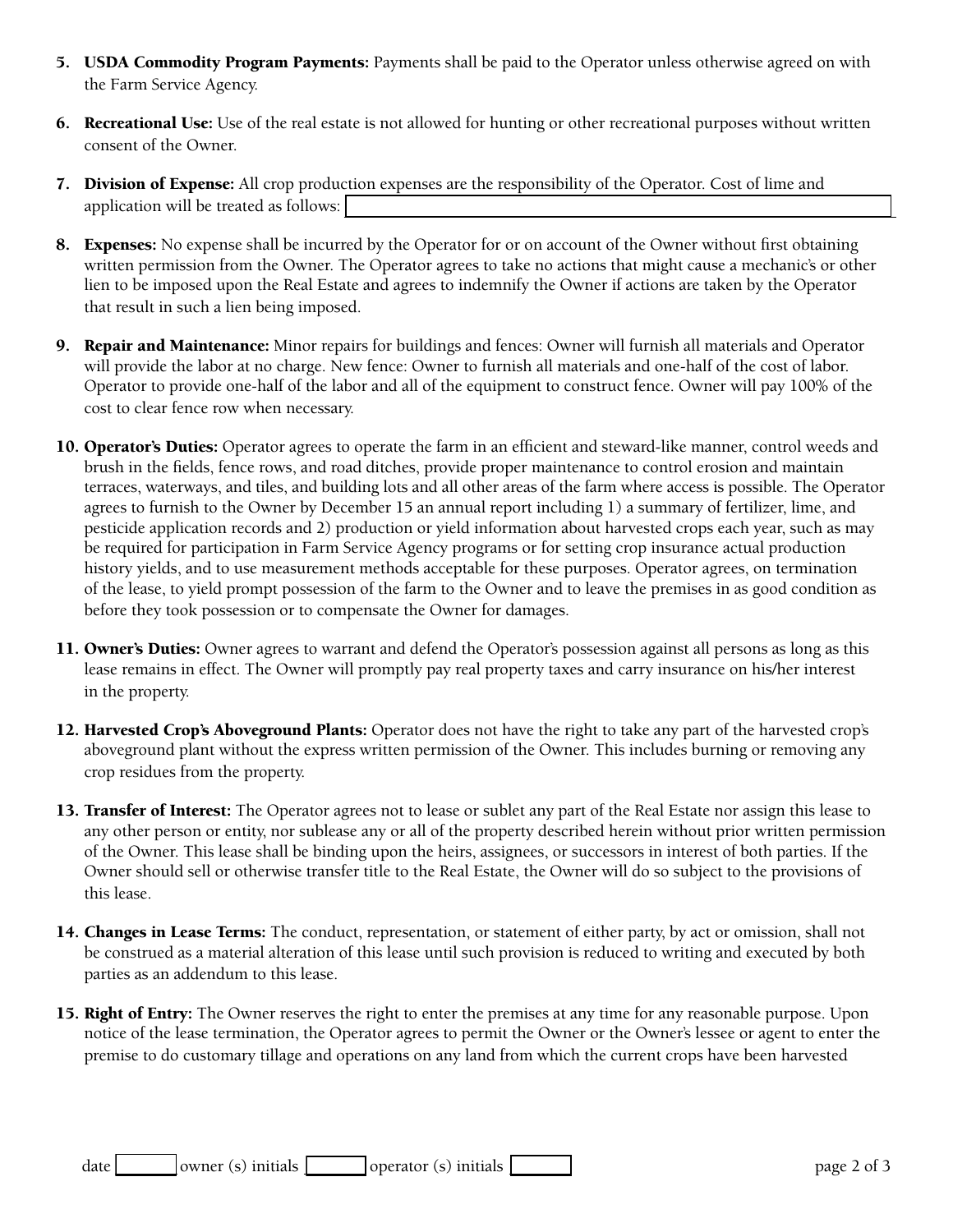5. **USDA Commodity Program Payments:** Payments shall be paid to the Operator unless otherwise agreed on with the Farm Service Agency.

6. **Recreational Use:** Use of the real estate is not allowed for hunting or other recreational purposes without written consent of the Owner.

7. **Division of Expense:** All crop production expenses are the responsibility of the Operator. Cost of lime and application will be treated as follows: ______________________________

8. **Expenses:** No expense shall be incurred by the Operator for or on account of the Owner without first obtaining written permission from the Owner. The Operator agrees to take no actions that might cause a mechanic's or other lien to be imposed upon the Real Estate and agrees to indemnify the Owner if actions are taken by the Operator that result in such a lien being imposed.

9. **Repair and Maintenance:** Minor repairs for buildings and fences: Owner will furnish all materials and Operator will provide the labor at no charge. New fence: Owner to furnish all materials and one-half of the cost of labor. Operator to provide one-half of the labor and all of the equipment to construct fence. Owner will pay 100% of the cost to clear fence row when necessary.

10. **Operator's Duties:** Operator agrees to operate the farm in an efficient and steward-like manner, control weeds and brush in the fields, fence rows, and road ditches, provide proper maintenance to control erosion and maintain terraces, waterways, and tiles, and building lots and all other areas of the farm where access is possible. The Operator agrees to furnish to the Owner by December 15 an annual report including 1) a summary of fertilizer, lime, and pesticide application records and 2) production or yield information about harvested crops each year, such as may be required for participation in Farm Service Agency programs or for setting crop insurance actual production history yields, and to use measurement methods acceptable for these purposes. Operator agrees, on termination of the lease, to yield prompt possession of the farm to the Owner and to leave the premises in as good condition as before they took possession or to compensate the Owner for damages.

11. **Owner's Duties:** Owner agrees to warrant and defend the Operator's possession against all persons as long as this lease remains in effect. The Owner will promptly pay real property taxes and carry insurance on his/her interest in the property.

12. **Harvested Crop's Aboveground Plants:** Operator does not have the right to take any part of the harvested crop's aboveground plant without the express written permission of the Owner. This includes burning or removing any crop residues from the property.

13. **Transfer of Interest:** The Operator agrees not to lease or sublet any part of the Real Estate nor assign this lease to any other person or entity, nor sublease any or all of the property described herein without prior written permission of the Owner. This lease shall be binding upon the heirs, assignees, or successors in interest of both parties. If the Owner should sell or otherwise transfer title to the Real Estate, the Owner will do so subject to the provisions of this lease.

14. **Changes in Lease Terms:** The conduct, representation, or statement of either party, by act or omission, shall not be construed as a material alteration of this lease until such provision is reduced to writing and executed by both parties as an addendum to this lease.

15. **Right of Entry:** The Owner reserves the right to enter the premises at any time for any reasonable purpose. Upon notice of the lease termination, the Operator agrees to permit the Owner or the Owner's lessee or agent to enter the premise to do customary tillage and operations on any land from which the current crops have been harvested

date ________ owner (s) initials ________ operator (s) initials ________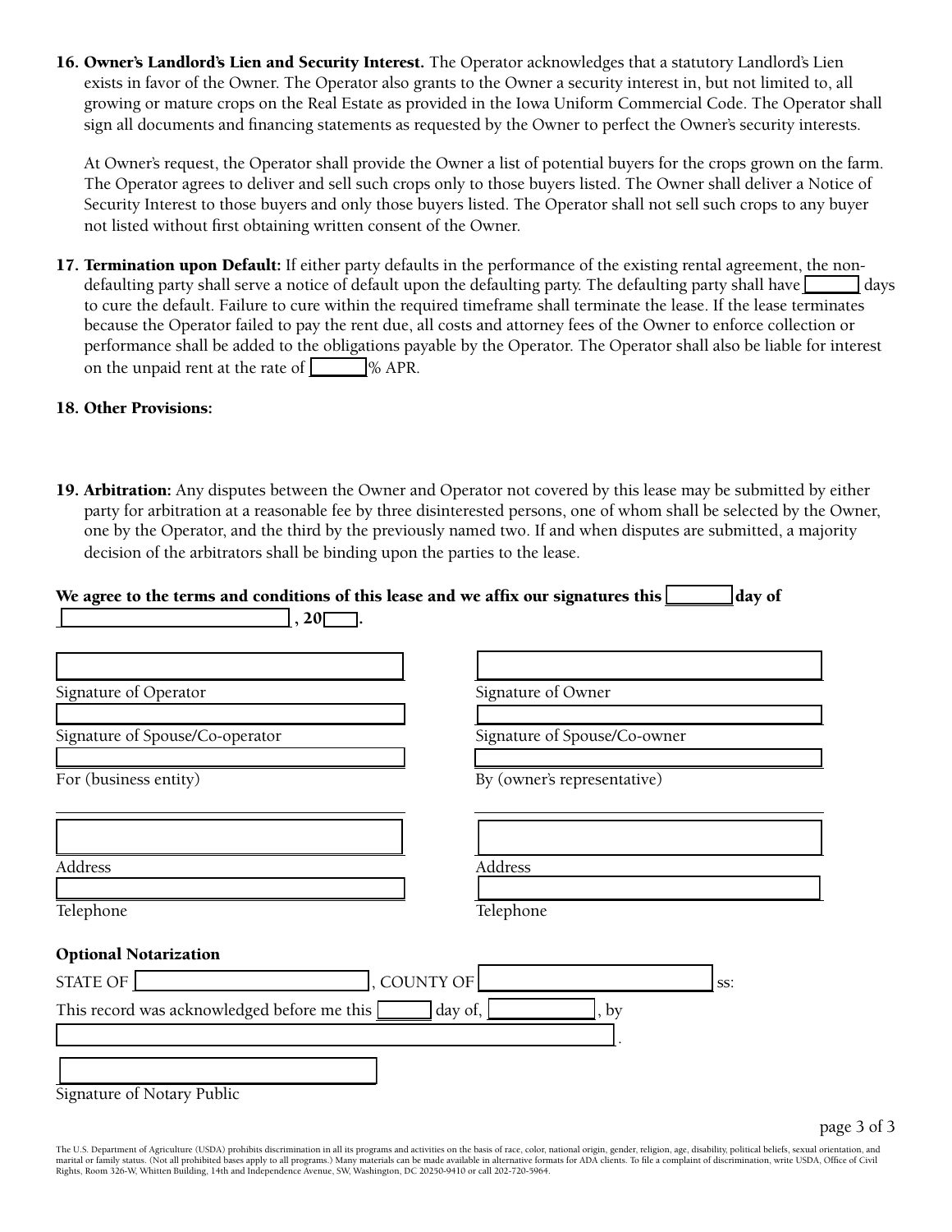**16. Owner's Landlord's Lien and Security Interest.** The Operator acknowledges that a statutory Landlord's Lien exists in favor of the Owner. The Operator also grants to the Owner a security interest in, but not limited to, all growing or mature crops on the Real Estate as provided in the Iowa Uniform Commercial Code. The Operator shall sign all documents and financing statements as requested by the Owner to perfect the Owner's security interests.

At Owner's request, the Operator shall provide the Owner a list of potential buyers for the crops grown on the farm. The Operator agrees to deliver and sell such crops only to those buyers listed. The Owner shall deliver a Notice of Security Interest to those buyers and only those buyers listed. The Operator shall not sell such crops to any buyer not listed without first obtaining written consent of the Owner.

**17. Termination upon Default:** If either party defaults in the performance of the existing rental agreement, the non-defaulting party shall serve a notice of default upon the defaulting party. The defaulting party shall have \_\_\_\_\_\_ days to cure the default. Failure to cure within the required timeframe shall terminate the lease. If the lease terminates because the Operator failed to pay the rent due, all costs and attorney fees of the Owner to enforce collection or performance shall be added to the obligations payable by the Operator. The Operator shall also be liable for interest on the unpaid rent at the rate of \_\_\_\_\_\_% APR.

**18. Other Provisions:**

**19. Arbitration:** Any disputes between the Owner and Operator not covered by this lease may be submitted by either party for arbitration at a reasonable fee by three disinterested persons, one of whom shall be selected by the Owner, one by the Operator, and the third by the previously named two. If and when disputes are submitted, a majority decision of the arbitrators shall be binding upon the parties to the lease.

**We agree to the terms and conditions of this lease and we affix our signatures this \_\_\_\_\_\_ day of \_\_\_\_\_\_\_\_\_\_\_\_\_\_\_\_\_\_\_\_, 20\_\_\_.**

\_\_\_\_\_\_\_\_\_\_\_\_\_\_\_\_\_\_\_\_\_\_\_\_\_\_\_\_
Signature of Operator

\_\_\_\_\_\_\_\_\_\_\_\_\_\_\_\_\_\_\_\_\_\_\_\_\_\_\_\_
Signature of Spouse/Co-operator

\_\_\_\_\_\_\_\_\_\_\_\_\_\_\_\_\_\_\_\_\_\_\_\_\_\_\_\_
For (business entity)

\_\_\_\_\_\_\_\_\_\_\_\_\_\_\_\_\_\_\_\_\_\_\_\_\_\_\_\_
Address

\_\_\_\_\_\_\_\_\_\_\_\_\_\_\_\_\_\_\_\_\_\_\_\_\_\_\_\_
Telephone

\_\_\_\_\_\_\_\_\_\_\_\_\_\_\_\_\_\_\_\_\_\_\_\_\_\_\_\_
Signature of Owner

\_\_\_\_\_\_\_\_\_\_\_\_\_\_\_\_\_\_\_\_\_\_\_\_\_\_\_\_
Signature of Spouse/Co-owner

\_\_\_\_\_\_\_\_\_\_\_\_\_\_\_\_\_\_\_\_\_\_\_\_\_\_\_\_
By (owner's representative)

\_\_\_\_\_\_\_\_\_\_\_\_\_\_\_\_\_\_\_\_\_\_\_\_\_\_\_\_
Address

\_\_\_\_\_\_\_\_\_\_\_\_\_\_\_\_\_\_\_\_\_\_\_\_\_\_\_\_
Telephone

**Optional Notarization**

STATE OF \_\_\_\_\_\_\_\_\_\_\_\_\_\_\_\_\_\_\_\_, COUNTY OF \_\_\_\_\_\_\_\_\_\_\_\_\_\_\_\_\_\_\_\_ ss:

This record was acknowledged before me this \_\_\_\_\_\_ day of, \_\_\_\_\_\_\_\_\_\_\_\_, by
\_\_\_\_\_\_\_\_\_\_\_\_\_\_\_\_\_\_\_\_\_\_\_\_\_\_\_\_\_\_\_\_\_\_\_\_\_\_\_\_\_\_\_\_.

\_\_\_\_\_\_\_\_\_\_\_\_\_\_\_\_\_\_\_\_\_\_\_\_\_\_\_\_
Signature of Notary Public

The U.S. Department of Agriculture (USDA) prohibits discrimination in all its programs and activities on the basis of race, color, national origin, gender, religion, age, disability, political beliefs, sexual orientation, and marital or family status. (Not all prohibited bases apply to all programs.) Many materials can be made available in alternative formats for ADA clients. To file a complaint of discrimination, write USDA, Office of Civil Rights, Room 326-W, Whitten Building, 14th and Independence Avenue, SW, Washington, DC 20250-9410 or call 202-720-5964.